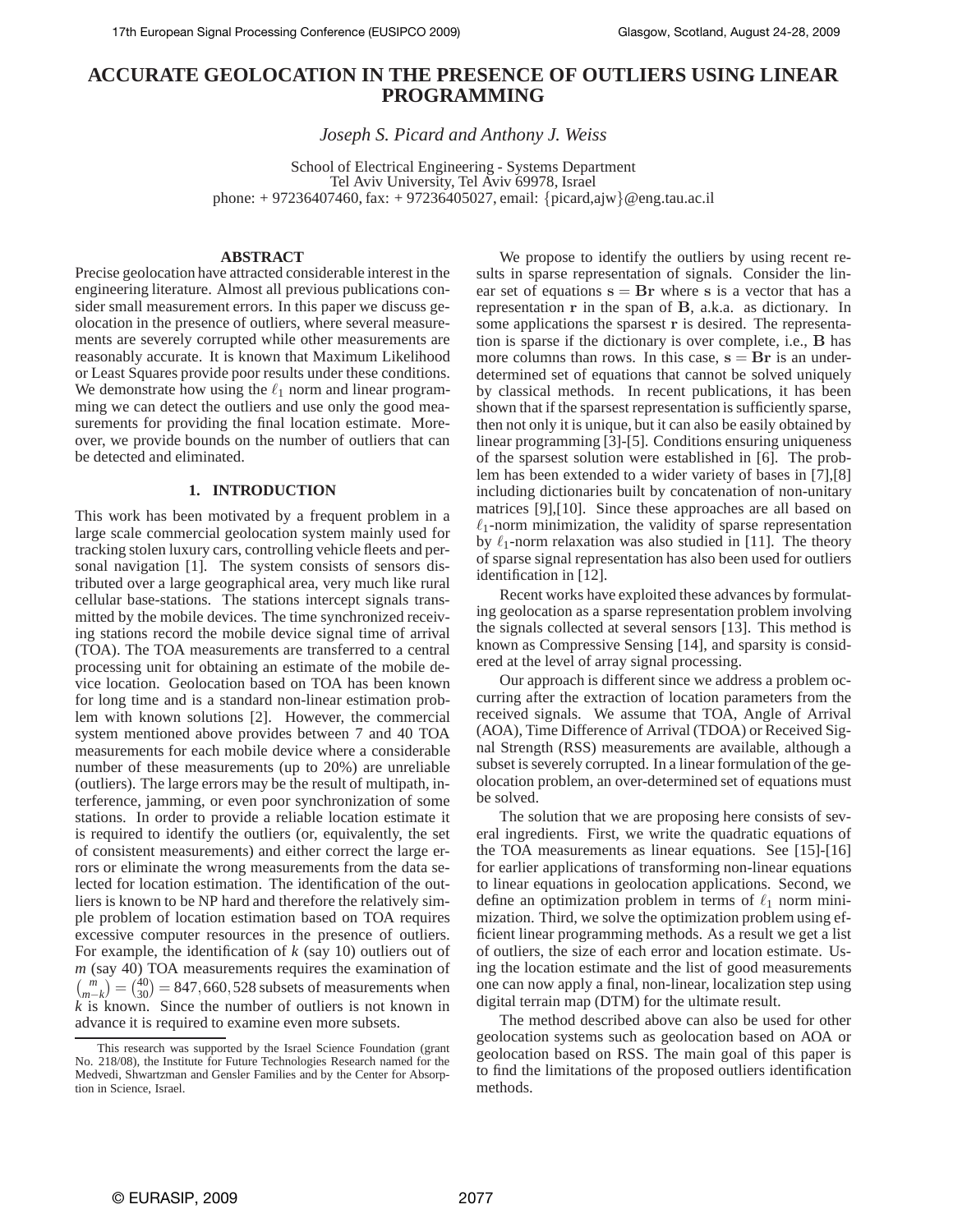# ACCURATE GEOLOCATION IN THE PRESENCE OF OUTLIERS USING LINEAR PROGRAMMING

*Joseph S. Picard and Anthony J. Weiss*

School of Electrical Engineering - Systems Department
Tel Aviv University, Tel Aviv 69978, Israel
phone: + 97236407460, fax: + 97236405027, email: {picard,ajw}@eng.tau.ac.il

## ABSTRACT

Precise geolocation have attracted considerable interest in the engineering literature. Almost all previous publications consider small measurement errors. In this paper we discuss geolocation in the presence of outliers, where several measurements are severely corrupted while other measurements are reasonably accurate. It is known that Maximum Likelihood or Least Squares provide poor results under these conditions. We demonstrate how using the $\ell_1$ norm and linear programming we can detect the outliers and use only the good measurements for providing the final location estimate. Moreover, we provide bounds on the number of outliers that can be detected and eliminated.

## 1. INTRODUCTION

This work has been motivated by a frequent problem in a large scale commercial geolocation system mainly used for tracking stolen luxury cars, controlling vehicle fleets and personal navigation [1]. The system consists of sensors distributed over a large geographical area, very much like rural cellular base-stations. The stations intercept signals transmitted by the mobile devices. The time synchronized receiving stations record the mobile device signal time of arrival (TOA). The TOA measurements are transferred to a central processing unit for obtaining an estimate of the mobile device location. Geolocation based on TOA has been known for long time and is a standard non-linear estimation problem with known solutions [2]. However, the commercial system mentioned above provides between 7 and 40 TOA measurements for each mobile device where a considerable number of these measurements (up to 20%) are unreliable (outliers). The large errors may be the result of multipath, interference, jamming, or even poor synchronization of some stations. In order to provide a reliable location estimate it is required to identify the outliers (or, equivalently, the set of consistent measurements) and either correct the large errors or eliminate the wrong measurements from the data selected for location estimation. The identification of the outliers is known to be NP hard and therefore the relatively simple problem of location estimation based on TOA requires excessive computer resources in the presence of outliers. For example, the identification of $k$ (say 10) outliers out of $m$ (say 40) TOA measurements requires the examination of $\binom{m}{m-k} = \binom{40}{30} = 847,660,528$ subsets of measurements when $k$ is known. Since the number of outliers is not known in advance it is required to examine even more subsets.

We propose to identify the outliers by using recent results in sparse representation of signals. Consider the linear set of equations $\mathbf{s} = \mathbf{B}\mathbf{r}$ where $\mathbf{s}$ is a vector that has a representation $\mathbf{r}$ in the span of $\mathbf{B}$, a.k.a. as dictionary. In some applications the sparsest $\mathbf{r}$ is desired. The representation is sparse if the dictionary is over complete, i.e., $\mathbf{B}$ has more columns than rows. In this case, $\mathbf{s} = \mathbf{B}\mathbf{r}$ is an underdetermined set of equations that cannot be solved uniquely by classical methods. In recent publications, it has been shown that if the sparsest representation is sufficiently sparse, then not only it is unique, but it can also be easily obtained by linear programming [3]-[5]. Conditions ensuring uniqueness of the sparsest solution were established in [6]. The problem has been extended to a wider variety of bases in [7],[8] including dictionaries built by concatenation of non-unitary matrices [9],[10]. Since these approaches are all based on $\ell_1$-norm minimization, the validity of sparse representation by $\ell_1$-norm relaxation was also studied in [11]. The theory of sparse signal representation has also been used for outliers identification in [12].

Recent works have exploited these advances by formulating geolocation as a sparse representation problem involving the signals collected at several sensors [13]. This method is known as Compressive Sensing [14], and sparsity is considered at the level of array signal processing.

Our approach is different since we address a problem occurring after the extraction of location parameters from the received signals. We assume that TOA, Angle of Arrival (AOA), Time Difference of Arrival (TDOA) or Received Signal Strength (RSS) measurements are available, although a subset is severely corrupted. In a linear formulation of the geolocation problem, an over-determined set of equations must be solved.

The solution that we are proposing here consists of several ingredients. First, we write the quadratic equations of the TOA measurements as linear equations. See [15]-[16] for earlier applications of transforming non-linear equations to linear equations in geolocation applications. Second, we define an optimization problem in terms of $\ell_1$ norm minimization. Third, we solve the optimization problem using efficient linear programming methods. As a result we get a list of outliers, the size of each error and location estimate. Using the location estimate and the list of good measurements one can now apply a final, non-linear, localization step using digital terrain map (DTM) for the ultimate result.

The method described above can also be used for other geolocation systems such as geolocation based on AOA or geolocation based on RSS. The main goal of this paper is to find the limitations of the proposed outliers identification methods.

This research was supported by the Israel Science Foundation (grant No. 218/08), the Institute for Future Technologies Research named for the Medvedi, Shwartzman and Gensler Families and by the Center for Absorption in Science, Israel.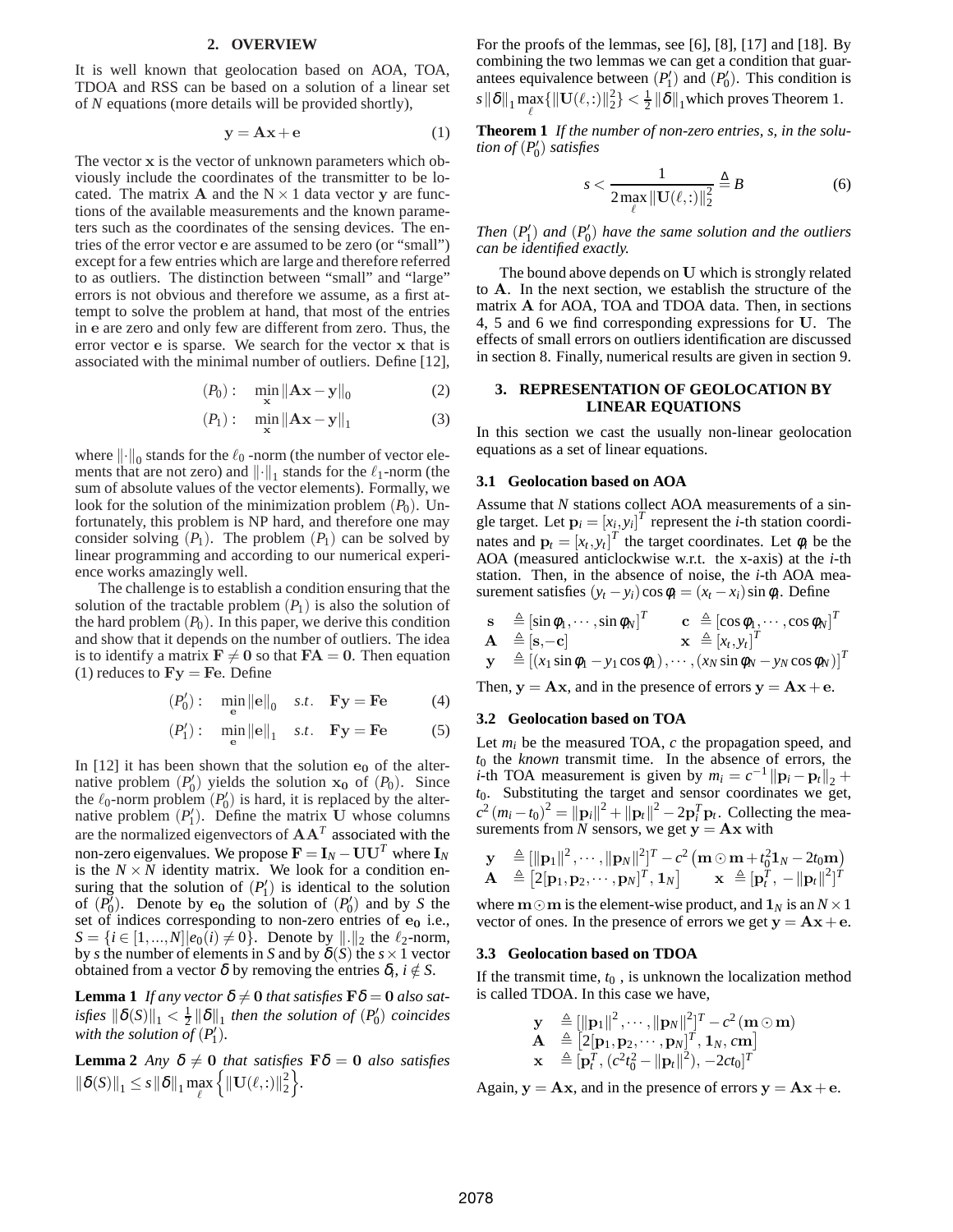## 2. OVERVIEW

It is well known that geolocation based on AOA, TOA, TDOA and RSS can be based on a solution of a linear set of $N$ equations (more details will be provided shortly),

$$\mathbf{y} = \mathbf{A}\mathbf{x} + \mathbf{e} \tag{1}$$

The vector $\mathbf{x}$ is the vector of unknown parameters which obviously include the coordinates of the transmitter to be located. The matrix $\mathbf{A}$ and the $N \times 1$ data vector $\mathbf{y}$ are functions of the available measurements and the known parameters such as the coordinates of the sensing devices. The entries of the error vector $\mathbf{e}$ are assumed to be zero (or "small") except for a few entries which are large and therefore referred to as outliers. The distinction between "small" and "large" errors is not obvious and therefore we assume, as a first attempt to solve the problem at hand, that most of the entries in $\mathbf{e}$ are zero and only few are different from zero. Thus, the error vector $\mathbf{e}$ is sparse. We search for the vector $\mathbf{x}$ that is associated with the minimal number of outliers. Define [12],

$$(P_0): \quad \min_{\mathbf{x}} \|\mathbf{A}\mathbf{x} - \mathbf{y}\|_0 \tag{2}$$

$$(P_1): \quad \min_{\mathbf{x}} \|\mathbf{A}\mathbf{x} - \mathbf{y}\|_1 \tag{3}$$

where $\|\cdot\|_0$ stands for the $\ell_0$ -norm (the number of vector elements that are not zero) and $\|\cdot\|_1$ stands for the $\ell_1$-norm (the sum of absolute values of the vector elements). Formally, we look for the solution of the minimization problem $(P_0)$. Unfortunately, this problem is NP hard, and therefore one may consider solving $(P_1)$. The problem $(P_1)$ can be solved by linear programming and according to our numerical experience works amazingly well.

The challenge is to establish a condition ensuring that the solution of the tractable problem $(P_1)$ is also the solution of the hard problem $(P_0)$. In this paper, we derive this condition and show that it depends on the number of outliers. The idea is to identify a matrix $\mathbf{F} \neq \mathbf{0}$ so that $\mathbf{F}\mathbf{A} = \mathbf{0}$. Then equation (1) reduces to $\mathbf{F}\mathbf{y} = \mathbf{F}\mathbf{e}$. Define

$$(P_0'): \quad \min_{\mathbf{e}} \|\mathbf{e}\|_0 \quad s.t. \quad \mathbf{F}\mathbf{y} = \mathbf{F}\mathbf{e} \tag{4}$$

$$(P_1'): \quad \min_{\mathbf{e}} \|\mathbf{e}\|_1 \quad s.t. \quad \mathbf{F}\mathbf{y} = \mathbf{F}\mathbf{e} \tag{5}$$

In [12] it has been shown that the solution $\mathbf{e_0}$ of the alternative problem $(P_0')$ yields the solution $\mathbf{x_0}$ of $(P_0)$. Since the $\ell_0$-norm problem $(P_0')$ is hard, it is replaced by the alternative problem $(P_1')$. Define the matrix $\mathbf{U}$ whose columns are the normalized eigenvectors of $\mathbf{A}\mathbf{A}^T$ associated with the non-zero eigenvalues. We propose $\mathbf{F} = \mathbf{I}_N - \mathbf{U}\mathbf{U}^T$ where $\mathbf{I}_N$ is the $N \times N$ identity matrix. We look for a condition ensuring that the solution of $(P_1')$ is identical to the solution of $(P_0')$. Denote by $\mathbf{e_0}$ the solution of $(P_0')$ and by $S$ the set of indices corresponding to non-zero entries of $\mathbf{e_0}$ i.e., $S = \{i \in [1,...,N] | e_0(i) \neq 0\}$. Denote by $\|.\|_2$ the $\ell_2$-norm, by $s$ the number of elements in $S$ and by $\delta(S)$ the $s \times 1$ vector obtained from a vector $\delta$ by removing the entries $\delta_i$, $i \notin S$.

**Lemma 1** *If any vector $\delta \neq \mathbf{0}$ that satisfies $\mathbf{F}\delta = \mathbf{0}$ also satisfies $\|\delta(S)\|_1 < \frac{1}{2}\|\delta\|_1$ then the solution of $(P_0')$ coincides with the solution of $(P_1')$.*

**Lemma 2** *Any $\delta \neq \mathbf{0}$ that satisfies $\mathbf{F}\delta = \mathbf{0}$ also satisfies $\|\delta(S)\|_1 \leq s\|\delta\|_1 \max_{\ell}\left\{\|\mathbf{U}(\ell,:)\|_2^2\right\}$.*

For the proofs of the lemmas, see [6], [8], [17] and [18]. By combining the two lemmas we can get a condition that guarantees equivalence between $(P_1')$ and $(P_0')$. This condition is $s\|\delta\|_1 \max_{\ell}\{\|\mathbf{U}(\ell,:)\|_2^2\} < \frac{1}{2}\|\delta\|_1$ which proves Theorem 1.

**Theorem 1** *If the number of non-zero entries, $s$, in the solution of $(P_0')$ satisfies*

$$s < \frac{1}{2\max_{\ell}\|\mathbf{U}(\ell,:)\|_2^2} \triangleq B \tag{6}$$

*Then $(P_1')$ and $(P_0')$ have the same solution and the outliers can be identified exactly.*

The bound above depends on $\mathbf{U}$ which is strongly related to $\mathbf{A}$. In the next section, we establish the structure of the matrix $\mathbf{A}$ for AOA, TOA and TDOA data. Then, in sections 4, 5 and 6 we find corresponding expressions for $\mathbf{U}$. The effects of small errors on outliers identification are discussed in section 8. Finally, numerical results are given in section 9.

## 3. REPRESENTATION OF GEOLOCATION BY LINEAR EQUATIONS

In this section we cast the usually non-linear geolocation equations as a set of linear equations.

### 3.1 Geolocation based on AOA

Assume that $N$ stations collect AOA measurements of a single target. Let $\mathbf{p}_i = [x_i, y_i]^T$ represent the $i$-th station coordinates and $\mathbf{p}_t = [x_t, y_t]^T$ the target coordinates. Let $\phi_i$ be the AOA (measured anticlockwise w.r.t. the x-axis) at the $i$-th station. Then, in the absence of noise, the $i$-th AOA measurement satisfies $(y_t - y_i)\cos\phi_i = (x_t - x_i)\sin\phi_i$. Define

$$\begin{aligned}
\mathbf{s} &\triangleq [\sin\phi_1, \cdots, \sin\phi_N]^T \qquad \mathbf{c} \triangleq [\cos\phi_1, \cdots, \cos\phi_N]^T \\
\mathbf{A} &\triangleq [\mathbf{s}, -\mathbf{c}] \qquad \mathbf{x} \triangleq [x_t, y_t]^T \\
\mathbf{y} &\triangleq [(x_1\sin\phi_1 - y_1\cos\phi_1), \cdots, (x_N\sin\phi_N - y_N\cos\phi_N)]^T
\end{aligned}$$

Then, $\mathbf{y} = \mathbf{A}\mathbf{x}$, and in the presence of errors $\mathbf{y} = \mathbf{A}\mathbf{x} + \mathbf{e}$.

### 3.2 Geolocation based on TOA

Let $m_i$ be the measured TOA, $c$ the propagation speed, and $t_0$ the *known* transmit time. In the absence of errors, the $i$-th TOA measurement is given by $m_i = c^{-1}\|\mathbf{p}_i - \mathbf{p}_t\|_2 + t_0$. Substituting the target and sensor coordinates we get, $c^2(m_i - t_0)^2 = \|\mathbf{p}_i\|^2 + \|\mathbf{p}_t\|^2 - 2\mathbf{p}_i^T\mathbf{p}_t$. Collecting the measurements from $N$ sensors, we get $\mathbf{y} = \mathbf{A}\mathbf{x}$ with

$$\begin{aligned}
\mathbf{y} &\triangleq [\|\mathbf{p}_1\|^2, \cdots, \|\mathbf{p}_N\|^2]^T - c^2\left(\mathbf{m}\odot\mathbf{m} + t_0^2\mathbf{1}_N - 2t_0\mathbf{m}\right) \\
\mathbf{A} &\triangleq \left[2[\mathbf{p}_1, \mathbf{p}_2, \cdots, \mathbf{p}_N]^T, \mathbf{1}_N\right] \qquad \mathbf{x} \triangleq [\mathbf{p}_t^T, -\|\mathbf{p}_t\|^2]^T
\end{aligned}$$

where $\mathbf{m}\odot\mathbf{m}$ is the element-wise product, and $\mathbf{1}_N$ is an $N \times 1$ vector of ones. In the presence of errors we get $\mathbf{y} = \mathbf{A}\mathbf{x} + \mathbf{e}$.

### 3.3 Geolocation based on TDOA

If the transmit time, $t_0$ , is unknown the localization method is called TDOA. In this case we have,

$$\begin{aligned}
\mathbf{y} &\triangleq [\|\mathbf{p}_1\|^2, \cdots, \|\mathbf{p}_N\|^2]^T - c^2(\mathbf{m}\odot\mathbf{m}) \\
\mathbf{A} &\triangleq \left[2[\mathbf{p}_1, \mathbf{p}_2, \cdots, \mathbf{p}_N]^T, \mathbf{1}_N, c\mathbf{m}\right] \\
\mathbf{x} &\triangleq [\mathbf{p}_t^T, (c^2t_0^2 - \|\mathbf{p}_t\|^2), -2ct_0]^T
\end{aligned}$$

Again, $\mathbf{y} = \mathbf{A}\mathbf{x}$, and in the presence of errors $\mathbf{y} = \mathbf{A}\mathbf{x} + \mathbf{e}$.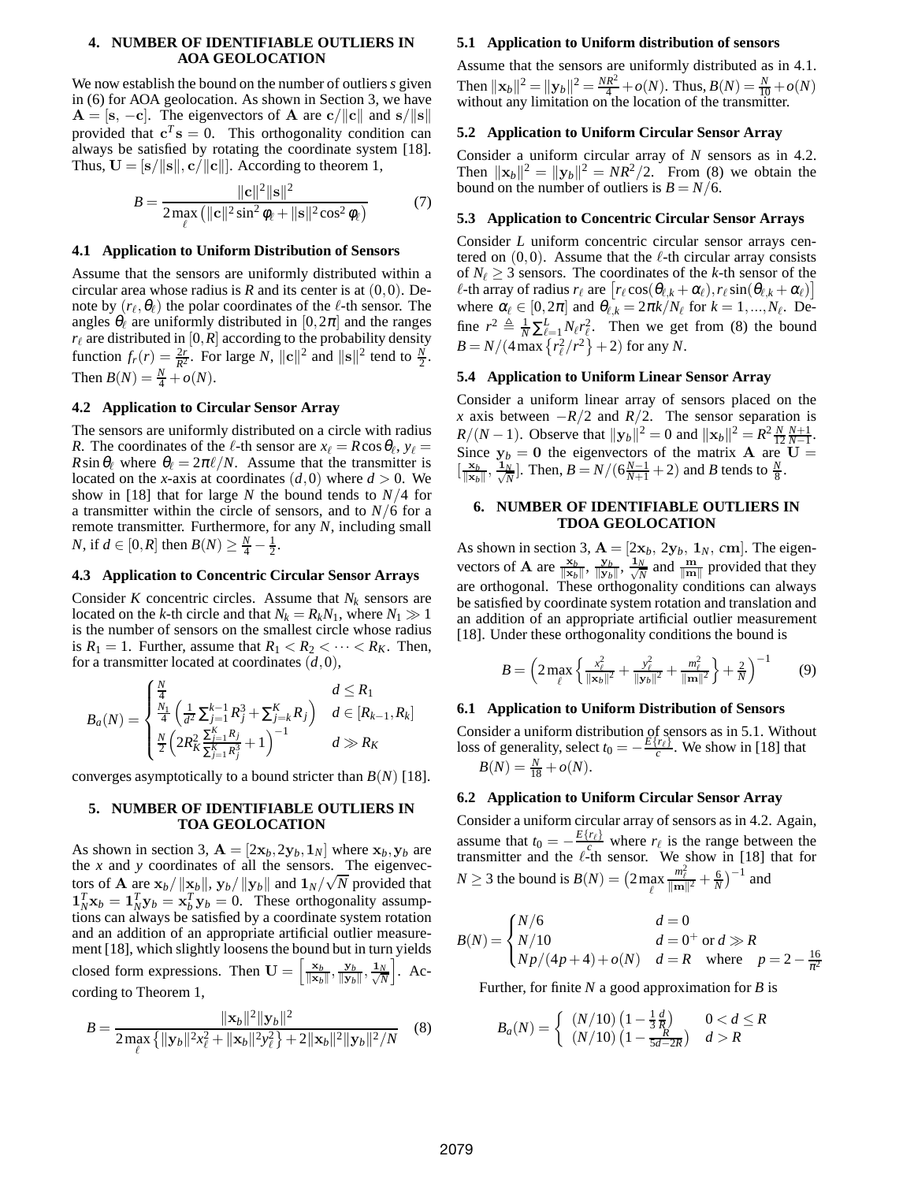## 4. NUMBER OF IDENTIFIABLE OUTLIERS IN AOA GEOLOCATION

We now establish the bound on the number of outliers $s$ given in (6) for AOA geolocation. As shown in Section 3, we have $\mathbf{A} = [\mathbf{s}, -\mathbf{c}]$. The eigenvectors of $\mathbf{A}$ are $\mathbf{c}/\|\mathbf{c}\|$ and $\mathbf{s}/\|\mathbf{s}\|$ provided that $\mathbf{c}^T\mathbf{s} = 0$. This orthogonality condition can always be satisfied by rotating the coordinate system [18]. Thus, $\mathbf{U} = [\mathbf{s}/\|\mathbf{s}\|, \mathbf{c}/\|\mathbf{c}\|]$. According to theorem 1,

$$B = \frac{\|\mathbf{c}\|^2\|\mathbf{s}\|^2}{2\max_{\ell}\left(\|\mathbf{c}\|^2\sin^2\phi_\ell + \|\mathbf{s}\|^2\cos^2\phi_\ell\right)} \tag{7}$$

### 4.1 Application to Uniform Distribution of Sensors

Assume that the sensors are uniformly distributed within a circular area whose radius is $R$ and its center is at $(0,0)$. Denote by $(r_\ell, \theta_\ell)$ the polar coordinates of the $\ell$-th sensor. The angles $\theta_\ell$ are uniformly distributed in $[0, 2\pi]$ and the ranges $r_\ell$ are distributed in $[0, R]$ according to the probability density function $f_r(r) = \frac{2r}{R^2}$. For large $N$, $\|\mathbf{c}\|^2$ and $\|\mathbf{s}\|^2$ tend to $\frac{N}{2}$. Then $B(N) = \frac{N}{4} + o(N)$.

### 4.2 Application to Circular Sensor Array

The sensors are uniformly distributed on a circle with radius $R$. The coordinates of the $\ell$-th sensor are $x_\ell = R\cos\theta_\ell$, $y_\ell = R\sin\theta_\ell$ where $\theta_\ell = 2\pi\ell/N$. Assume that the transmitter is located on the $x$-axis at coordinates $(d, 0)$ where $d > 0$. We show in [18] that for large $N$ the bound tends to $N/4$ for a transmitter within the circle of sensors, and to $N/6$ for a remote transmitter. Furthermore, for any $N$, including small $N$, if $d \in [0, R]$ then $B(N) \geq \frac{N}{4} - \frac{1}{2}$.

### 4.3 Application to Concentric Circular Sensor Arrays

Consider $K$ concentric circles. Assume that $N_k$ sensors are located on the $k$-th circle and that $N_k = R_k N_1$, where $N_1 \gg 1$ is the number of sensors on the smallest circle whose radius is $R_1 = 1$. Further, assume that $R_1 < R_2 < \cdots < R_K$. Then, for a transmitter located at coordinates $(d, 0)$,

$$B_a(N) = \begin{cases} \frac{N}{4} & d \leq R_1 \\ \frac{N_1}{4}\left(\frac{1}{d^2}\sum_{j=1}^{k-1} R_j^3 + \sum_{j=k}^{K} R_j\right) & d \in [R_{k-1}, R_k] \\ \frac{N}{2}\left(2R_K^2 \frac{\sum_{j=1}^{K} R_j}{\sum_{j=1}^{K} R_j^3} + 1\right)^{-1} & d \gg R_K \end{cases}$$

converges asymptotically to a bound stricter than $B(N)$ [18].

## 5. NUMBER OF IDENTIFIABLE OUTLIERS IN TOA GEOLOCATION

As shown in section 3, $\mathbf{A} = [2\mathbf{x}_b, 2\mathbf{y}_b, \mathbf{1}_N]$ where $\mathbf{x}_b, \mathbf{y}_b$ are the $x$ and $y$ coordinates of all the sensors. The eigenvectors of $\mathbf{A}$ are $\mathbf{x}_b/\|\mathbf{x}_b\|$, $\mathbf{y}_b/\|\mathbf{y}_b\|$ and $\mathbf{1}_N/\sqrt{N}$ provided that $\mathbf{1}_N^T\mathbf{x}_b = \mathbf{1}_N^T\mathbf{y}_b = \mathbf{x}_b^T\mathbf{y}_b = 0$. These orthogonality assumptions can always be satisfied by a coordinate system rotation and an addition of an appropriate artificial outlier measurement [18], which slightly loosens the bound but in turn yields closed form expressions. Then $\mathbf{U} = \left[\frac{\mathbf{x}_b}{\|\mathbf{x}_b\|}, \frac{\mathbf{y}_b}{\|\mathbf{y}_b\|}, \frac{\mathbf{1}_N}{\sqrt{N}}\right]$. According to Theorem 1,

$$B = \frac{\|\mathbf{x}_b\|^2\|\mathbf{y}_b\|^2}{2\max_{\ell}\left\{\|\mathbf{y}_b\|^2 x_\ell^2 + \|\mathbf{x}_b\|^2 y_\ell^2\right\} + 2\|\mathbf{x}_b\|^2\|\mathbf{y}_b\|^2/N} \tag{8}$$

### 5.1 Application to Uniform distribution of sensors

Assume that the sensors are uniformly distributed as in 4.1. Then $\|\mathbf{x}_b\|^2 = \|\mathbf{y}_b\|^2 = \frac{NR^2}{4} + o(N)$. Thus, $B(N) = \frac{N}{10} + o(N)$ without any limitation on the location of the transmitter.

### 5.2 Application to Uniform Circular Sensor Array

Consider a uniform circular array of $N$ sensors as in 4.2. Then $\|\mathbf{x}_b\|^2 = \|\mathbf{y}_b\|^2 = NR^2/2$. From (8) we obtain the bound on the number of outliers is $B = N/6$.

### 5.3 Application to Concentric Circular Sensor Arrays

Consider $L$ uniform concentric circular sensor arrays centered on $(0,0)$. Assume that the $\ell$-th circular array consists of $N_\ell \geq 3$ sensors. The coordinates of the $k$-th sensor of the $\ell$-th array of radius $r_\ell$ are $\left[r_\ell\cos(\theta_{\ell,k} + \alpha_\ell), r_\ell\sin(\theta_{\ell,k} + \alpha_\ell)\right]$ where $\alpha_\ell \in [0, 2\pi]$ and $\theta_{\ell,k} = 2\pi k/N_\ell$ for $k = 1, \ldots, N_\ell$. Define $r^2 \triangleq \frac{1}{N}\sum_{\ell=1}^{L} N_\ell r_\ell^2$. Then we get from (8) the bound $B = N/(4\max\left\{r_\ell^2/r^2\right\} + 2)$ for any $N$.

### 5.4 Application to Uniform Linear Sensor Array

Consider a uniform linear array of sensors placed on the $x$ axis between $-R/2$ and $R/2$. The sensor separation is $R/(N-1)$. Observe that $\|\mathbf{y}_b\|^2 = 0$ and $\|\mathbf{x}_b\|^2 = R^2\frac{N}{12}\frac{N+1}{N-1}$. Since $\mathbf{y}_b = \mathbf{0}$ the eigenvectors of the matrix $\mathbf{A}$ are $\mathbf{U} = [\frac{\mathbf{x}_b}{\|\mathbf{x}_b\|}, \frac{\mathbf{1}_N}{\sqrt{N}}]$. Then, $B = N/(6\frac{N-1}{N+1} + 2)$ and $B$ tends to $\frac{N}{8}$.

## 6. NUMBER OF IDENTIFIABLE OUTLIERS IN TDOA GEOLOCATION

As shown in section 3, $\mathbf{A} = [2\mathbf{x}_b, 2\mathbf{y}_b, \mathbf{1}_N, c\mathbf{m}]$. The eigenvectors of $\mathbf{A}$ are $\frac{\mathbf{x}_b}{\|\mathbf{x}_b\|}$, $\frac{\mathbf{y}_b}{\|\mathbf{y}_b\|}$, $\frac{\mathbf{1}_N}{\sqrt{N}}$ and $\frac{\mathbf{m}}{\|\mathbf{m}\|}$ provided that they are orthogonal. These orthogonality conditions can always be satisfied by coordinate system rotation and translation and an addition of an appropriate artificial outlier measurement [18]. Under these orthogonality conditions the bound is

$$B = \left(2\max_{\ell}\left\{\frac{x_\ell^2}{\|\mathbf{x}_b\|^2} + \frac{y_\ell^2}{\|\mathbf{y}_b\|^2} + \frac{m_\ell^2}{\|\mathbf{m}\|^2}\right\} + \frac{2}{N}\right)^{-1} \tag{9}$$

### 6.1 Application to Uniform Distribution of Sensors

Consider a uniform distribution of sensors as in 5.1. Without loss of generality, select $t_0 = -\frac{E\{r_\ell\}}{c}$. We show in [18] that $B(N) = \frac{N}{18} + o(N)$.

### 6.2 Application to Uniform Circular Sensor Array

Consider a uniform circular array of sensors as in 4.2. Again, assume that $t_0 = -\frac{E\{r_\ell\}}{c}$ where $r_\ell$ is the range between the transmitter and the $\ell$-th sensor. We show in [18] that for $N \geq 3$ the bound is $B(N) = \left(2\max_{\ell}\frac{m_\ell^2}{\|\mathbf{m}\|^2} + \frac{6}{N}\right)^{-1}$ and

$$B(N) = \begin{cases} N/6 & d = 0 \\ N/10 & d = 0^+ \text{ or } d \gg R \\ Np/(4p+4) + o(N) & d = R \quad \text{where} \quad p = 2 - \frac{16}{\pi^2} \end{cases}$$

Further, for finite $N$ a good approximation for $B$ is

$$B_a(N) = \begin{cases} (N/10)\left(1 - \frac{1}{3}\frac{d}{R}\right) & 0 < d \leq R \\ (N/10)\left(1 - \frac{R}{5d - 2R}\right) & d > R \end{cases}$$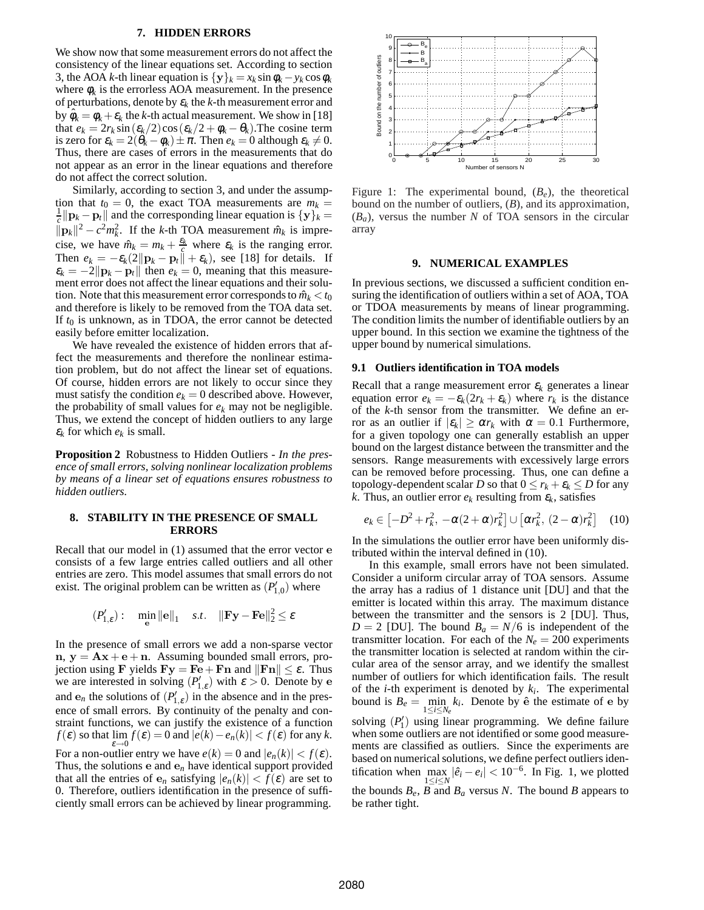## 7. HIDDEN ERRORS

We show now that some measurement errors do not affect the consistency of the linear equations set. According to section 3, the AOA $k$-th linear equation is $\{\mathbf{y}\}_k = x_k \sin\phi_k - y_k \cos\phi_k$ where $\phi_k$ is the errorless AOA measurement. In the presence of perturbations, denote by $\varepsilon_k$ the $k$-th measurement error and by $\hat{\phi}_k = \phi_k + \varepsilon_k$ the $k$-th actual measurement. We show in [18] that $e_k = 2r_k \sin(\varepsilon_k/2)\cos(\varepsilon_k/2 + \phi_k - \theta_k)$.The cosine term is zero for $\varepsilon_k = 2(\theta_k - \phi_k) \pm \pi$. Then $e_k = 0$ although $\varepsilon_k \neq 0$. Thus, there are cases of errors in the measurements that do not appear as an error in the linear equations and therefore do not affect the correct solution.

Similarly, according to section 3, and under the assumption that $t_0 = 0$, the exact TOA measurements are $m_k = \frac{1}{c}\|\mathbf{p}_k - \mathbf{p}_t\|$ and the corresponding linear equation is $\{\mathbf{y}\}_k = \|\mathbf{p}_k\|^2 - c^2 m_k^2$. If the $k$-th TOA measurement $\hat{m}_k$ is imprecise, we have $\hat{m}_k = m_k + \frac{\varepsilon_k}{c}$ where $\varepsilon_k$ is the ranging error. Then $e_k = -\varepsilon_k(2\|\mathbf{p}_k - \mathbf{p}_t\| + \varepsilon_k)$, see [18] for details. If $\varepsilon_k = -2\|\mathbf{p}_k - \mathbf{p}_t\|$ then $e_k = 0$, meaning that this measurement error does not affect the linear equations and their solution. Note that this measurement error corresponds to $\hat{m}_k < t_0$ and therefore is likely to be removed from the TOA data set. If $t_0$ is unknown, as in TDOA, the error cannot be detected easily before emitter localization.

We have revealed the existence of hidden errors that affect the measurements and therefore the nonlinear estimation problem, but do not affect the linear set of equations. Of course, hidden errors are not likely to occur since they must satisfy the condition $e_k = 0$ described above. However, the probability of small values for $e_k$ may not be negligible. Thus, we extend the concept of hidden outliers to any large $\varepsilon_k$ for which $e_k$ is small.

**Proposition 2** Robustness to Hidden Outliers - *In the presence of small errors, solving nonlinear localization problems by means of a linear set of equations ensures robustness to hidden outliers.*

## 8. STABILITY IN THE PRESENCE OF SMALL ERRORS

Recall that our model in (1) assumed that the error vector $\mathbf{e}$ consists of a few large entries called outliers and all other entries are zero. This model assumes that small errors do not exist. The original problem can be written as $(P'_{1,0})$ where

$$(P'_{1,\varepsilon}): \quad \min_{\mathbf{e}} \|\mathbf{e}\|_1 \quad s.t. \quad \|\mathbf{F}\mathbf{y} - \mathbf{F}\mathbf{e}\|_2^2 \leq \varepsilon$$

In the presence of small errors we add a non-sparse vector $\mathbf{n}$, $\mathbf{y} = \mathbf{A}\mathbf{x} + \mathbf{e} + \mathbf{n}$. Assuming bounded small errors, projection using $\mathbf{F}$ yields $\mathbf{F}\mathbf{y} = \mathbf{F}\mathbf{e} + \mathbf{F}\mathbf{n}$ and $\|\mathbf{F}\mathbf{n}\| \leq \varepsilon$. Thus we are interested in solving $(P'_{1,\varepsilon})$ with $\varepsilon > 0$. Denote by $\mathbf{e}$ and $\mathbf{e}_n$ the solutions of $(P'_{1,\varepsilon})$ in the absence and in the presence of small errors. By continuity of the penalty and constraint functions, we can justify the existence of a function $f(\varepsilon)$ so that $\lim_{\varepsilon \to 0} f(\varepsilon) = 0$ and $|e(k) - e_n(k)| < f(\varepsilon)$ for any $k$. For a non-outlier entry we have $e(k) = 0$ and $|e_n(k)| < f(\varepsilon)$. Thus, the solutions $\mathbf{e}$ and $\mathbf{e}_n$ have identical support provided that all the entries of $\mathbf{e}_n$ satisfying $|e_n(k)| < f(\varepsilon)$ are set to 0. Therefore, outliers identification in the presence of sufficiently small errors can be achieved by linear programming.

Figure 1: The experimental bound, ($B_e$), the theoretical bound on the number of outliers, ($B$), and its approximation, ($B_a$), versus the number $N$ of TOA sensors in the circular array

## 9. NUMERICAL EXAMPLES

In previous sections, we discussed a sufficient condition ensuring the identification of outliers within a set of AOA, TOA or TDOA measurements by means of linear programming. The condition limits the number of identifiable outliers by an upper bound. In this section we examine the tightness of the upper bound by numerical simulations.

### 9.1 Outliers identification in TOA models

Recall that a range measurement error $\varepsilon_k$ generates a linear equation error $e_k = -\varepsilon_k(2r_k + \varepsilon_k)$ where $r_k$ is the distance of the $k$-th sensor from the transmitter. We define an error as an outlier if $|\varepsilon_k| \geq \alpha r_k$ with $\alpha = 0.1$ Furthermore, for a given topology one can generally establish an upper bound on the largest distance between the transmitter and the sensors. Range measurements with excessively large errors can be removed before processing. Thus, one can define a topology-dependent scalar $D$ so that $0 \leq r_k + \varepsilon_k \leq D$ for any $k$. Thus, an outlier error $e_k$ resulting from $\varepsilon_k$, satisfies

$$e_k \in \left[-D^2 + r_k^2,\ -\alpha(2+\alpha)r_k^2\right] \cup \left[\alpha r_k^2,\ (2-\alpha)r_k^2\right] \quad (10)$$

In the simulations the outlier error have been uniformly distributed within the interval defined in (10).

In this example, small errors have not been simulated. Consider a uniform circular array of TOA sensors. Assume the array has a radius of 1 distance unit [DU] and that the emitter is located within this array. The maximum distance between the transmitter and the sensors is 2 [DU]. Thus, $D = 2$ [DU]. The bound $B_a = N/6$ is independent of the transmitter location. For each of the $N_e = 200$ experiments the transmitter location is selected at random within the circular area of the sensor array, and we identify the smallest number of outliers for which identification fails. The result of the $i$-th experiment is denoted by $k_i$. The experimental bound is $B_e = \min_{1 \leq i \leq N_e} k_i$. Denote by $\hat{\mathbf{e}}$ the estimate of $\mathbf{e}$ by solving $(P'_1)$ using linear programming. We define failure when some outliers are not identified or some good measurements are classified as outliers. Since the experiments are based on numerical solutions, we define perfect outliers identification when $\max_{1 \leq i \leq N} |\hat{e}_i - e_i| < 10^{-6}$. In Fig. 1, we plotted the bounds $B_e$, $B$ and $B_a$ versus $N$. The bound $B$ appears to be rather tight.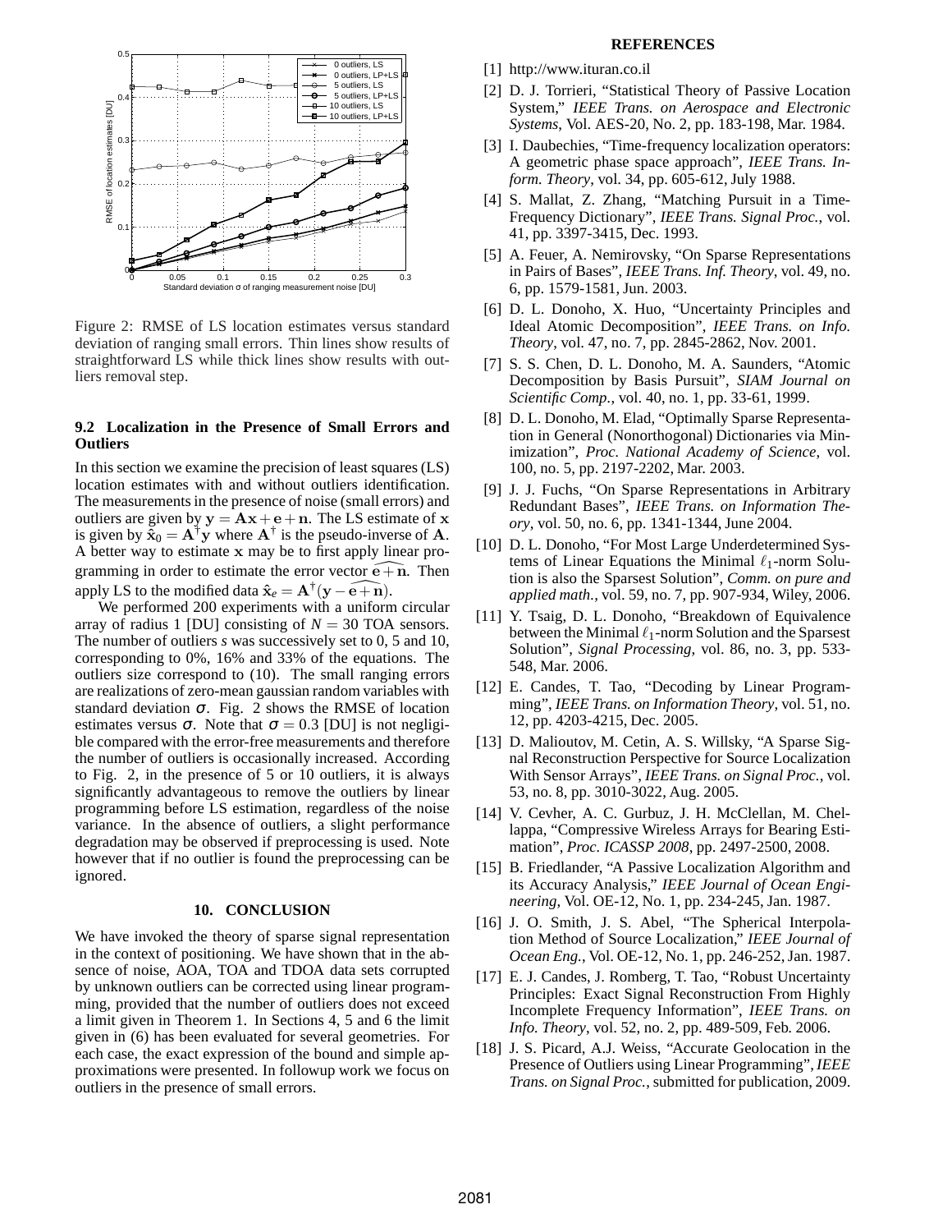0.5
0.4
0.3
0.2
0.1
0
RMSE of location estimates [DU]
0 0.05 0.1 0.15 0.2 0.25 0.3
Standard deviation σ of ranging measurement noise [DU]
0 outliers, LS
0 outliers, LP+LS
5 outliers, LS
5 outliers, LP+LS
10 outliers, LS
10 outliers, LP+LS

Figure 2: RMSE of LS location estimates versus standard deviation of ranging small errors. Thin lines show results of straightforward LS while thick lines show results with outliers removal step.

### 9.2 Localization in the Presence of Small Errors and Outliers

In this section we examine the precision of least squares (LS) location estimates with and without outliers identification. The measurements in the presence of noise (small errors) and outliers are given by $\mathbf{y} = \mathbf{A}\mathbf{x} + \mathbf{e} + \mathbf{n}$. The LS estimate of $\mathbf{x}$ is given by $\hat{\mathbf{x}}_0 = \mathbf{A}^{\dagger}\mathbf{y}$ where $\mathbf{A}^{\dagger}$ is the pseudo-inverse of $\mathbf{A}$. A better way to estimate $\mathbf{x}$ may be to first apply linear programming in order to estimate the error vector $\widehat{\mathbf{e}+\mathbf{n}}$. Then apply LS to the modified data $\hat{\mathbf{x}}_e = \mathbf{A}^{\dagger}(\mathbf{y} - \widehat{\mathbf{e}+\mathbf{n}})$.

We performed 200 experiments with a uniform circular array of radius 1 [DU] consisting of $N = 30$ TOA sensors. The number of outliers $s$ was successively set to 0, 5 and 10, corresponding to 0%, 16% and 33% of the equations. The outliers size correspond to (10). The small ranging errors are realizations of zero-mean gaussian random variables with standard deviation $\sigma$. Fig. 2 shows the RMSE of location estimates versus $\sigma$. Note that $\sigma = 0.3$ [DU] is not negligible compared with the error-free measurements and therefore the number of outliers is occasionally increased. According to Fig. 2, in the presence of 5 or 10 outliers, it is always significantly advantageous to remove the outliers by linear programming before LS estimation, regardless of the noise variance. In the absence of outliers, a slight performance degradation may be observed if preprocessing is used. Note however that if no outlier is found the preprocessing can be ignored.

## 10. CONCLUSION

We have invoked the theory of sparse signal representation in the context of positioning. We have shown that in the absence of noise, AOA, TOA and TDOA data sets corrupted by unknown outliers can be corrected using linear programming, provided that the number of outliers does not exceed a limit given in Theorem 1. In Sections 4, 5 and 6 the limit given in (6) has been evaluated for several geometries. For each case, the exact expression of the bound and simple approximations were presented. In followup work we focus on outliers in the presence of small errors.

## REFERENCES

[1] http://www.ituran.co.il

[2] D. J. Torrieri, "Statistical Theory of Passive Location System," *IEEE Trans. on Aerospace and Electronic Systems*, Vol. AES-20, No. 2, pp. 183-198, Mar. 1984.

[3] I. Daubechies, "Time-frequency localization operators: A geometric phase space approach", *IEEE Trans. Inform. Theory*, vol. 34, pp. 605-612, July 1988.

[4] S. Mallat, Z. Zhang, "Matching Pursuit in a Time-Frequency Dictionary", *IEEE Trans. Signal Proc.*, vol. 41, pp. 3397-3415, Dec. 1993.

[5] A. Feuer, A. Nemirovsky, "On Sparse Representations in Pairs of Bases", *IEEE Trans. Inf. Theory*, vol. 49, no. 6, pp. 1579-1581, Jun. 2003.

[6] D. L. Donoho, X. Huo, "Uncertainty Principles and Ideal Atomic Decomposition", *IEEE Trans. on Info. Theory*, vol. 47, no. 7, pp. 2845-2862, Nov. 2001.

[7] S. S. Chen, D. L. Donoho, M. A. Saunders, "Atomic Decomposition by Basis Pursuit", *SIAM Journal on Scientific Comp.*, vol. 40, no. 1, pp. 33-61, 1999.

[8] D. L. Donoho, M. Elad, "Optimally Sparse Representation in General (Nonorthogonal) Dictionaries via Minimization", *Proc. National Academy of Science*, vol. 100, no. 5, pp. 2197-2202, Mar. 2003.

[9] J. J. Fuchs, "On Sparse Representations in Arbitrary Redundant Bases", *IEEE Trans. on Information Theory*, vol. 50, no. 6, pp. 1341-1344, June 2004.

[10] D. L. Donoho, "For Most Large Underdetermined Systems of Linear Equations the Minimal $\ell_1$-norm Solution is also the Sparsest Solution", *Comm. on pure and applied math.*, vol. 59, no. 7, pp. 907-934, Wiley, 2006.

[11] Y. Tsaig, D. L. Donoho, "Breakdown of Equivalence between the Minimal $\ell_1$-norm Solution and the Sparsest Solution", *Signal Processing*, vol. 86, no. 3, pp. 533-548, Mar. 2006.

[12] E. Candes, T. Tao, "Decoding by Linear Programming", *IEEE Trans. on Information Theory*, vol. 51, no. 12, pp. 4203-4215, Dec. 2005.

[13] D. Malioutov, M. Cetin, A. S. Willsky, "A Sparse Signal Reconstruction Perspective for Source Localization With Sensor Arrays", *IEEE Trans. on Signal Proc.*, vol. 53, no. 8, pp. 3010-3022, Aug. 2005.

[14] V. Cevher, A. C. Gurbuz, J. H. McClellan, M. Chellappa, "Compressive Wireless Arrays for Bearing Estimation", *Proc. ICASSP 2008*, pp. 2497-2500, 2008.

[15] B. Friedlander, "A Passive Localization Algorithm and its Accuracy Analysis," *IEEE Journal of Ocean Engineering*, Vol. OE-12, No. 1, pp. 234-245, Jan. 1987.

[16] J. O. Smith, J. S. Abel, "The Spherical Interpolation Method of Source Localization," *IEEE Journal of Ocean Eng.*, Vol. OE-12, No. 1, pp. 246-252, Jan. 1987.

[17] E. J. Candes, J. Romberg, T. Tao, "Robust Uncertainty Principles: Exact Signal Reconstruction From Highly Incomplete Frequency Information", *IEEE Trans. on Info. Theory*, vol. 52, no. 2, pp. 489-509, Feb. 2006.

[18] J. S. Picard, A.J. Weiss, "Accurate Geolocation in the Presence of Outliers using Linear Programming", *IEEE Trans. on Signal Proc.*, submitted for publication, 2009.